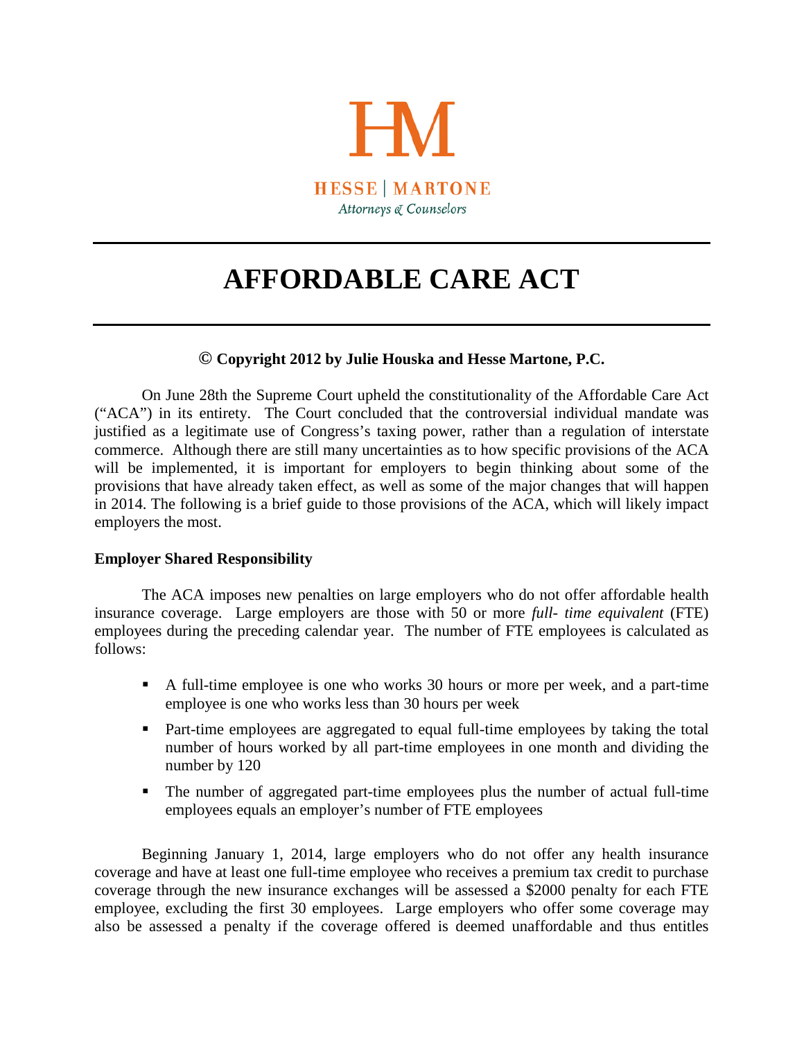HM

HESSE | MARTONE

*Attorneys & Counselors*

---

# AFFORDABLE CARE ACT

---

**© Copyright 2012 by Julie Houska and Hesse Martone, P.C.**

On June 28th the Supreme Court upheld the constitutionality of the Affordable Care Act ("ACA") in its entirety. The Court concluded that the controversial individual mandate was justified as a legitimate use of Congress's taxing power, rather than a regulation of interstate commerce. Although there are still many uncertainties as to how specific provisions of the ACA will be implemented, it is important for employers to begin thinking about some of the provisions that have already taken effect, as well as some of the major changes that will happen in 2014. The following is a brief guide to those provisions of the ACA, which will likely impact employers the most.

**Employer Shared Responsibility**

The ACA imposes new penalties on large employers who do not offer affordable health insurance coverage. Large employers are those with 50 or more *full- time equivalent* (FTE) employees during the preceding calendar year. The number of FTE employees is calculated as follows:

- A full-time employee is one who works 30 hours or more per week, and a part-time employee is one who works less than 30 hours per week
- Part-time employees are aggregated to equal full-time employees by taking the total number of hours worked by all part-time employees in one month and dividing the number by 120
- The number of aggregated part-time employees plus the number of actual full-time employees equals an employer's number of FTE employees

Beginning January 1, 2014, large employers who do not offer any health insurance coverage and have at least one full-time employee who receives a premium tax credit to purchase coverage through the new insurance exchanges will be assessed a $2000 penalty for each FTE employee, excluding the first 30 employees. Large employers who offer some coverage may also be assessed a penalty if the coverage offered is deemed unaffordable and thus entitles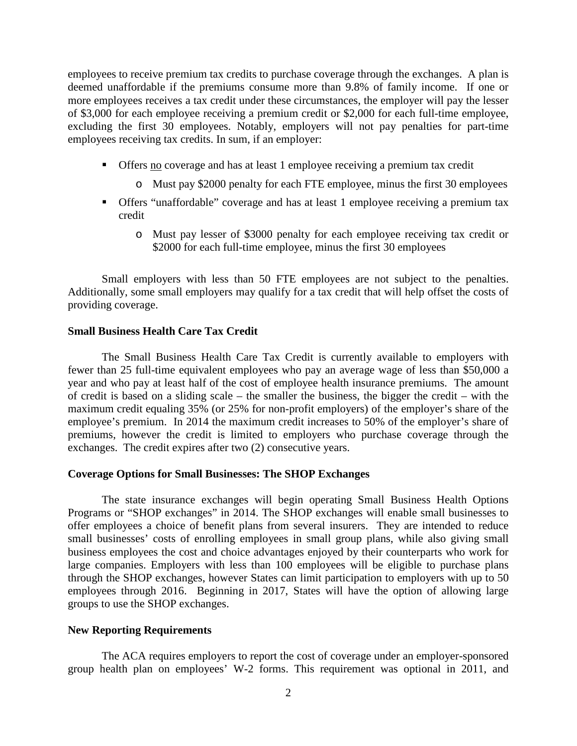employees to receive premium tax credits to purchase coverage through the exchanges. A plan is deemed unaffordable if the premiums consume more than 9.8% of family income. If one or more employees receives a tax credit under these circumstances, the employer will pay the lesser of \$3,000 for each employee receiving a premium credit or \$2,000 for each full-time employee, excluding the first 30 employees. Notably, employers will not pay penalties for part-time employees receiving tax credits. In sum, if an employer:

- Offers <u>no</u> coverage and has at least 1 employee receiving a premium tax credit
  - Must pay \$2000 penalty for each FTE employee, minus the first 30 employees
- Offers "unaffordable" coverage and has at least 1 employee receiving a premium tax credit
  - Must pay lesser of \$3000 penalty for each employee receiving tax credit or \$2000 for each full-time employee, minus the first 30 employees

Small employers with less than 50 FTE employees are not subject to the penalties. Additionally, some small employers may qualify for a tax credit that will help offset the costs of providing coverage.

**Small Business Health Care Tax Credit**

The Small Business Health Care Tax Credit is currently available to employers with fewer than 25 full-time equivalent employees who pay an average wage of less than \$50,000 a year and who pay at least half of the cost of employee health insurance premiums. The amount of credit is based on a sliding scale – the smaller the business, the bigger the credit – with the maximum credit equaling 35% (or 25% for non-profit employers) of the employer's share of the employee's premium. In 2014 the maximum credit increases to 50% of the employer's share of premiums, however the credit is limited to employers who purchase coverage through the exchanges. The credit expires after two (2) consecutive years.

**Coverage Options for Small Businesses: The SHOP Exchanges**

The state insurance exchanges will begin operating Small Business Health Options Programs or "SHOP exchanges" in 2014. The SHOP exchanges will enable small businesses to offer employees a choice of benefit plans from several insurers. They are intended to reduce small businesses' costs of enrolling employees in small group plans, while also giving small business employees the cost and choice advantages enjoyed by their counterparts who work for large companies. Employers with less than 100 employees will be eligible to purchase plans through the SHOP exchanges, however States can limit participation to employers with up to 50 employees through 2016. Beginning in 2017, States will have the option of allowing large groups to use the SHOP exchanges.

**New Reporting Requirements**

The ACA requires employers to report the cost of coverage under an employer-sponsored group health plan on employees' W-2 forms. This requirement was optional in 2011, and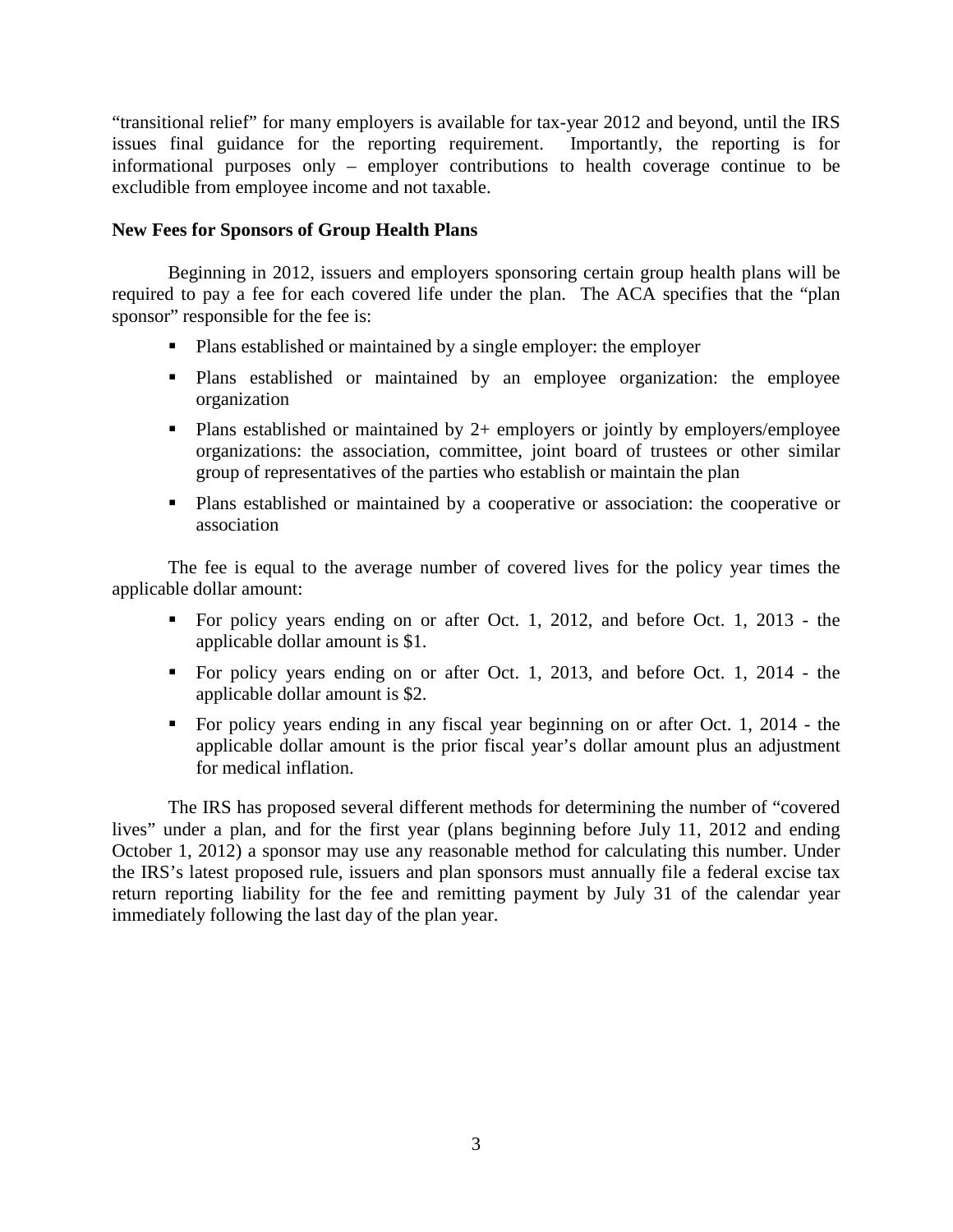"transitional relief" for many employers is available for tax-year 2012 and beyond, until the IRS issues final guidance for the reporting requirement. Importantly, the reporting is for informational purposes only – employer contributions to health coverage continue to be excludible from employee income and not taxable.

**New Fees for Sponsors of Group Health Plans**

Beginning in 2012, issuers and employers sponsoring certain group health plans will be required to pay a fee for each covered life under the plan. The ACA specifies that the "plan sponsor" responsible for the fee is:

- Plans established or maintained by a single employer: the employer
- Plans established or maintained by an employee organization: the employee organization
- Plans established or maintained by 2+ employers or jointly by employers/employee organizations: the association, committee, joint board of trustees or other similar group of representatives of the parties who establish or maintain the plan
- Plans established or maintained by a cooperative or association: the cooperative or association

The fee is equal to the average number of covered lives for the policy year times the applicable dollar amount:

- For policy years ending on or after Oct. 1, 2012, and before Oct. 1, 2013 - the applicable dollar amount is $1.
- For policy years ending on or after Oct. 1, 2013, and before Oct. 1, 2014 - the applicable dollar amount is $2.
- For policy years ending in any fiscal year beginning on or after Oct. 1, 2014 - the applicable dollar amount is the prior fiscal year's dollar amount plus an adjustment for medical inflation.

The IRS has proposed several different methods for determining the number of "covered lives" under a plan, and for the first year (plans beginning before July 11, 2012 and ending October 1, 2012) a sponsor may use any reasonable method for calculating this number. Under the IRS's latest proposed rule, issuers and plan sponsors must annually file a federal excise tax return reporting liability for the fee and remitting payment by July 31 of the calendar year immediately following the last day of the plan year.